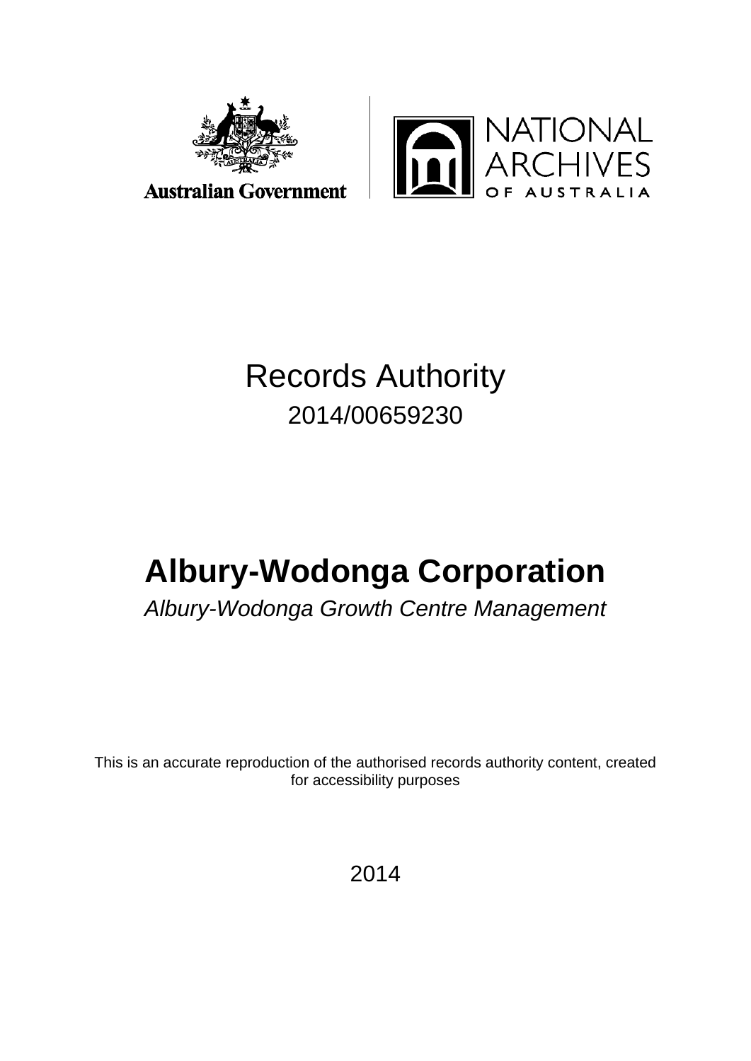Australian Government

NATIONAL ARCHIVES OF AUSTRALIA

# Records Authority

2014/00659230

# Albury-Wodonga Corporation

*Albury-Wodonga Growth Centre Management*

This is an accurate reproduction of the authorised records authority content, created for accessibility purposes

2014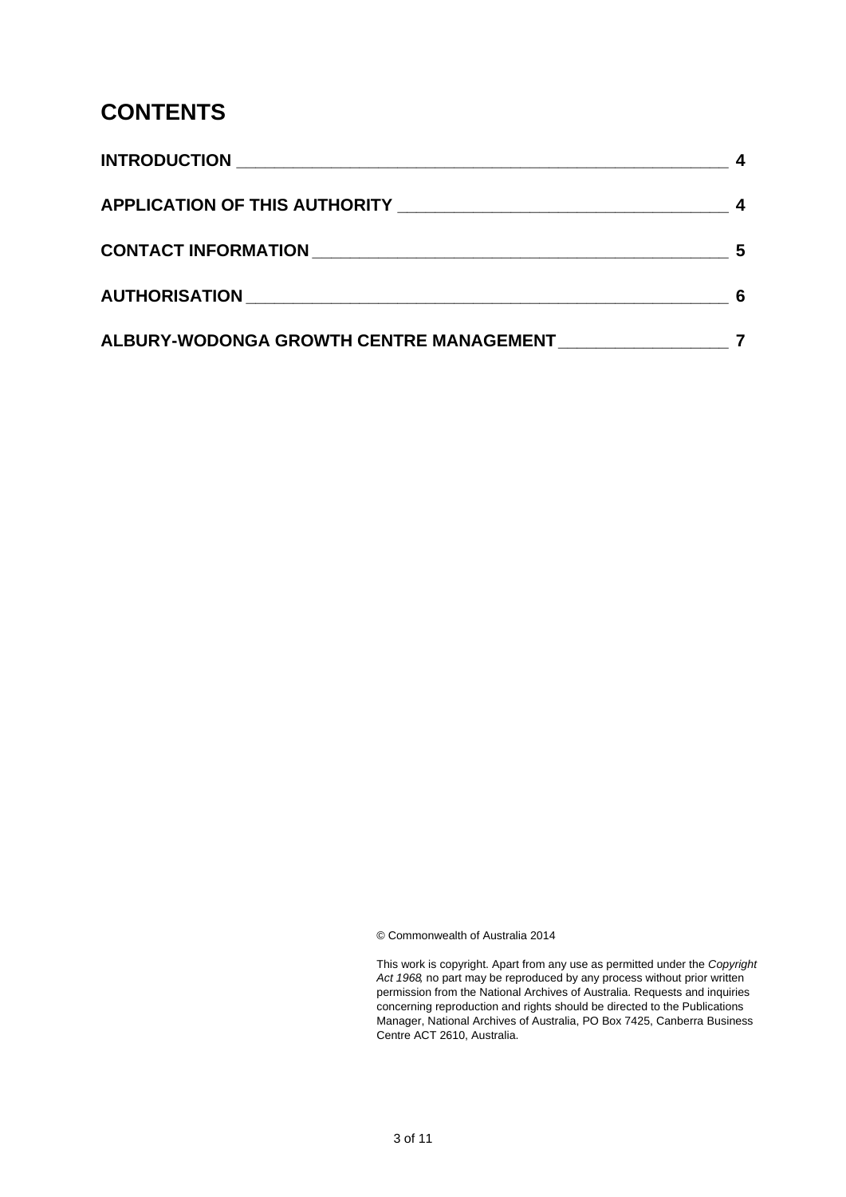# CONTENTS

**INTRODUCTION** 4

**APPLICATION OF THIS AUTHORITY** 4

**CONTACT INFORMATION** 5

**AUTHORISATION** 6

**ALBURY-WODONGA GROWTH CENTRE MANAGEMENT** 7

© Commonwealth of Australia 2014

This work is copyright. Apart from any use as permitted under the *Copyright Act 1968*, no part may be reproduced by any process without prior written permission from the National Archives of Australia. Requests and inquiries concerning reproduction and rights should be directed to the Publications Manager, National Archives of Australia, PO Box 7425, Canberra Business Centre ACT 2610, Australia.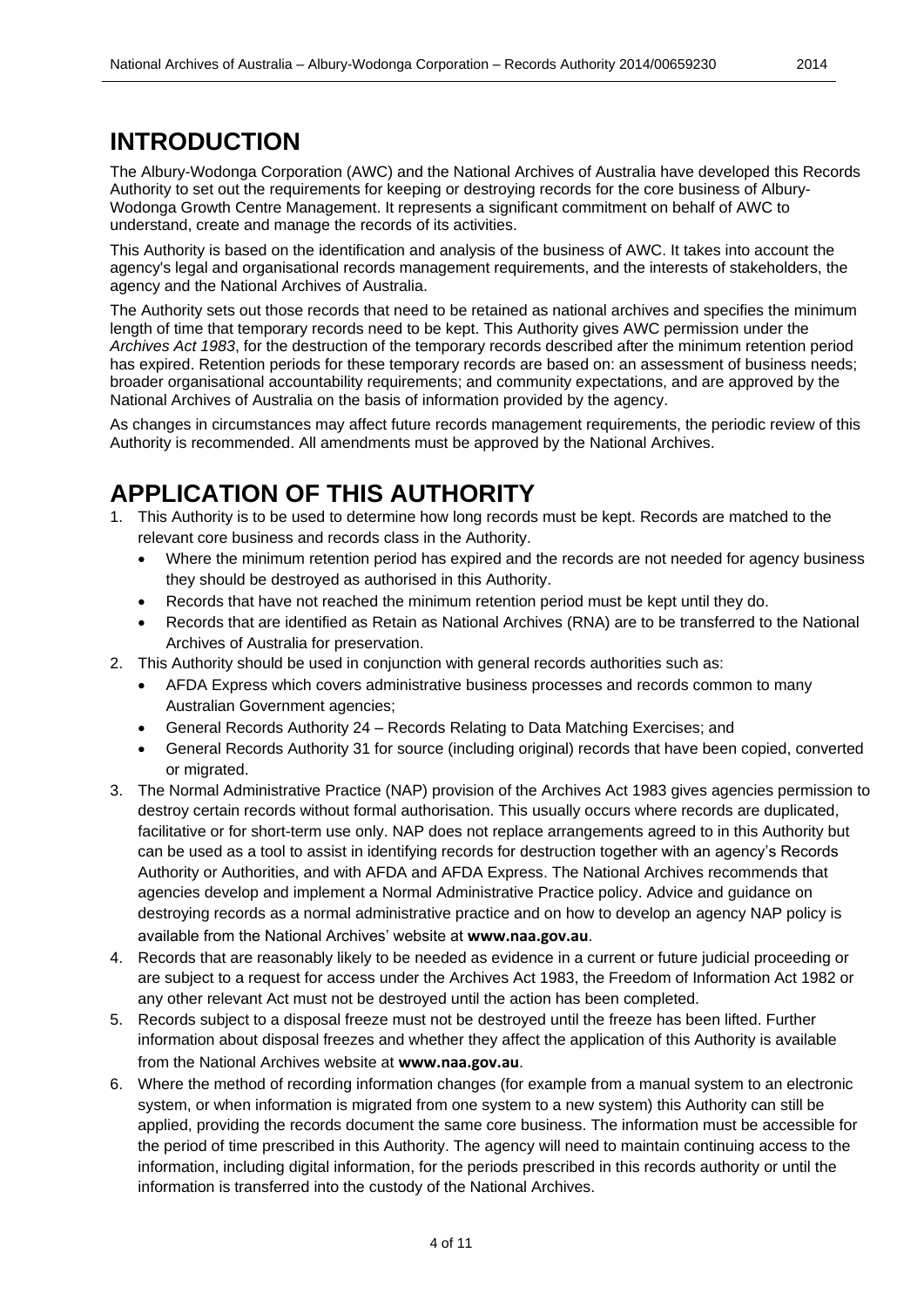# INTRODUCTION

The Albury-Wodonga Corporation (AWC) and the National Archives of Australia have developed this Records Authority to set out the requirements for keeping or destroying records for the core business of Albury-Wodonga Growth Centre Management. It represents a significant commitment on behalf of AWC to understand, create and manage the records of its activities.

This Authority is based on the identification and analysis of the business of AWC. It takes into account the agency's legal and organisational records management requirements, and the interests of stakeholders, the agency and the National Archives of Australia.

The Authority sets out those records that need to be retained as national archives and specifies the minimum length of time that temporary records need to be kept. This Authority gives AWC permission under the *Archives Act 1983*, for the destruction of the temporary records described after the minimum retention period has expired. Retention periods for these temporary records are based on: an assessment of business needs; broader organisational accountability requirements; and community expectations, and are approved by the National Archives of Australia on the basis of information provided by the agency.

As changes in circumstances may affect future records management requirements, the periodic review of this Authority is recommended. All amendments must be approved by the National Archives.

# APPLICATION OF THIS AUTHORITY

1. This Authority is to be used to determine how long records must be kept. Records are matched to the relevant core business and records class in the Authority.
   - Where the minimum retention period has expired and the records are not needed for agency business they should be destroyed as authorised in this Authority.
   - Records that have not reached the minimum retention period must be kept until they do.
   - Records that are identified as Retain as National Archives (RNA) are to be transferred to the National Archives of Australia for preservation.
2. This Authority should be used in conjunction with general records authorities such as:
   - AFDA Express which covers administrative business processes and records common to many Australian Government agencies;
   - General Records Authority 24 – Records Relating to Data Matching Exercises; and
   - General Records Authority 31 for source (including original) records that have been copied, converted or migrated.
3. The Normal Administrative Practice (NAP) provision of the Archives Act 1983 gives agencies permission to destroy certain records without formal authorisation. This usually occurs where records are duplicated, facilitative or for short-term use only. NAP does not replace arrangements agreed to in this Authority but can be used as a tool to assist in identifying records for destruction together with an agency's Records Authority or Authorities, and with AFDA and AFDA Express. The National Archives recommends that agencies develop and implement a Normal Administrative Practice policy. Advice and guidance on destroying records as a normal administrative practice and on how to develop an agency NAP policy is available from the National Archives' website at **www.naa.gov.au**.
4. Records that are reasonably likely to be needed as evidence in a current or future judicial proceeding or are subject to a request for access under the Archives Act 1983, the Freedom of Information Act 1982 or any other relevant Act must not be destroyed until the action has been completed.
5. Records subject to a disposal freeze must not be destroyed until the freeze has been lifted. Further information about disposal freezes and whether they affect the application of this Authority is available from the National Archives website at **www.naa.gov.au**.
6. Where the method of recording information changes (for example from a manual system to an electronic system, or when information is migrated from one system to a new system) this Authority can still be applied, providing the records document the same core business. The information must be accessible for the period of time prescribed in this Authority. The agency will need to maintain continuing access to the information, including digital information, for the periods prescribed in this records authority or until the information is transferred into the custody of the National Archives.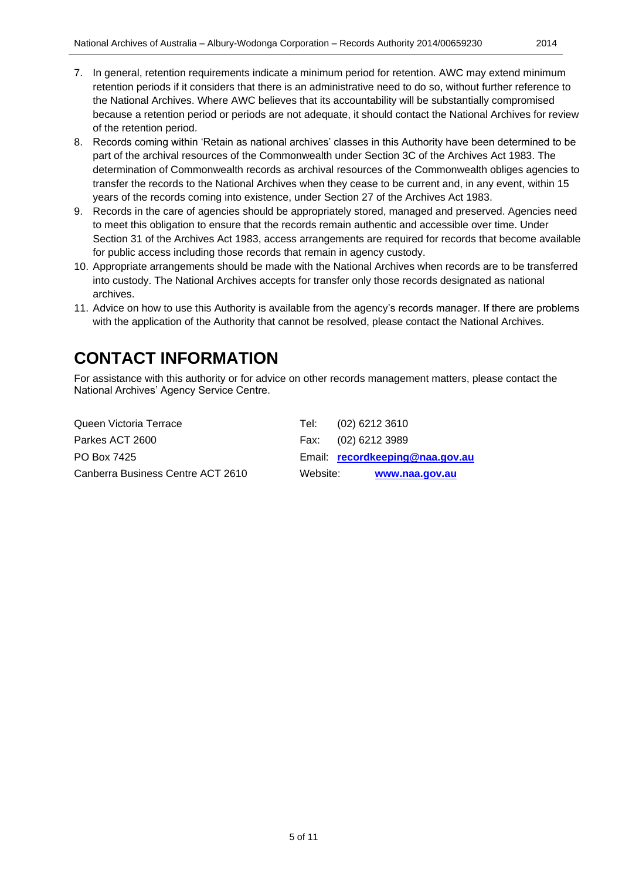7. In general, retention requirements indicate a minimum period for retention. AWC may extend minimum retention periods if it considers that there is an administrative need to do so, without further reference to the National Archives. Where AWC believes that its accountability will be substantially compromised because a retention period or periods are not adequate, it should contact the National Archives for review of the retention period.
8. Records coming within 'Retain as national archives' classes in this Authority have been determined to be part of the archival resources of the Commonwealth under Section 3C of the Archives Act 1983. The determination of Commonwealth records as archival resources of the Commonwealth obliges agencies to transfer the records to the National Archives when they cease to be current and, in any event, within 15 years of the records coming into existence, under Section 27 of the Archives Act 1983.
9. Records in the care of agencies should be appropriately stored, managed and preserved. Agencies need to meet this obligation to ensure that the records remain authentic and accessible over time. Under Section 31 of the Archives Act 1983, access arrangements are required for records that become available for public access including those records that remain in agency custody.
10. Appropriate arrangements should be made with the National Archives when records are to be transferred into custody. The National Archives accepts for transfer only those records designated as national archives.
11. Advice on how to use this Authority is available from the agency's records manager. If there are problems with the application of the Authority that cannot be resolved, please contact the National Archives.

# CONTACT INFORMATION

For assistance with this authority or for advice on other records management matters, please contact the National Archives' Agency Service Centre.

Queen Victoria Terrace
Parkes ACT 2600
PO Box 7425
Canberra Business Centre ACT 2610

Tel: (02) 6212 3610
Fax: (02) 6212 3989
Email: **recordkeeping@naa.gov.au**
Website: **www.naa.gov.au**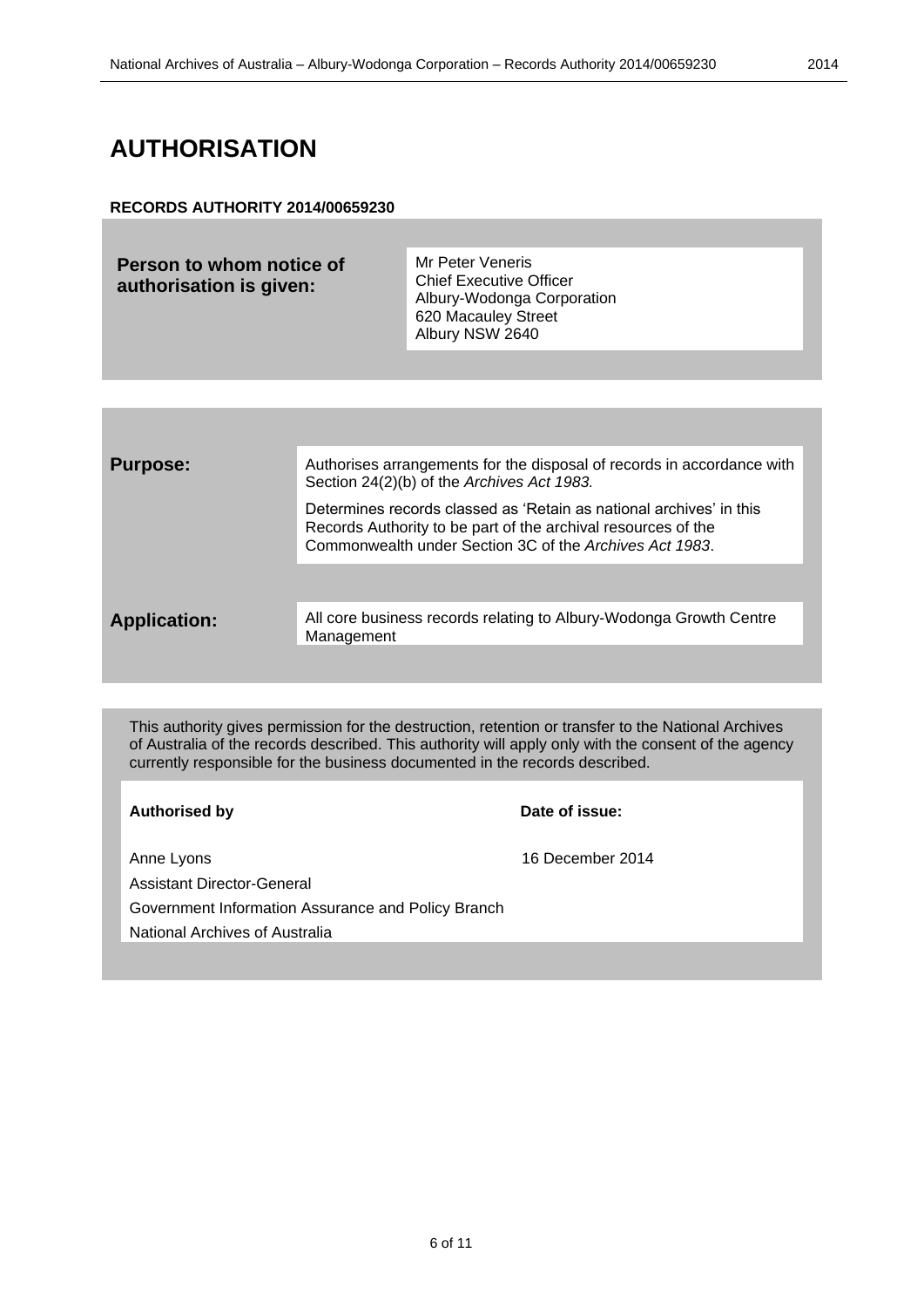# AUTHORISATION

**RECORDS AUTHORITY 2014/00659230**

| **Person to whom notice of authorisation is given:** | Mr Peter Veneris<br>Chief Executive Officer<br>Albury-Wodonga Corporation<br>620 Macauley Street<br>Albury NSW 2640 |
|---|---|

| | |
|---|---|
| **Purpose:** | Authorises arrangements for the disposal of records in accordance with Section 24(2)(b) of the *Archives Act 1983.*<br><br>Determines records classed as 'Retain as national archives' in this Records Authority to be part of the archival resources of the Commonwealth under Section 3C of the *Archives Act 1983*. |
| **Application:** | All core business records relating to Albury-Wodonga Growth Centre Management |

This authority gives permission for the destruction, retention or transfer to the National Archives of Australia of the records described. This authority will apply only with the consent of the agency currently responsible for the business documented in the records described.

| **Authorised by** | **Date of issue:** |
|---|---|
| Anne Lyons<br>Assistant Director-General<br>Government Information Assurance and Policy Branch<br>National Archives of Australia | 16 December 2014 |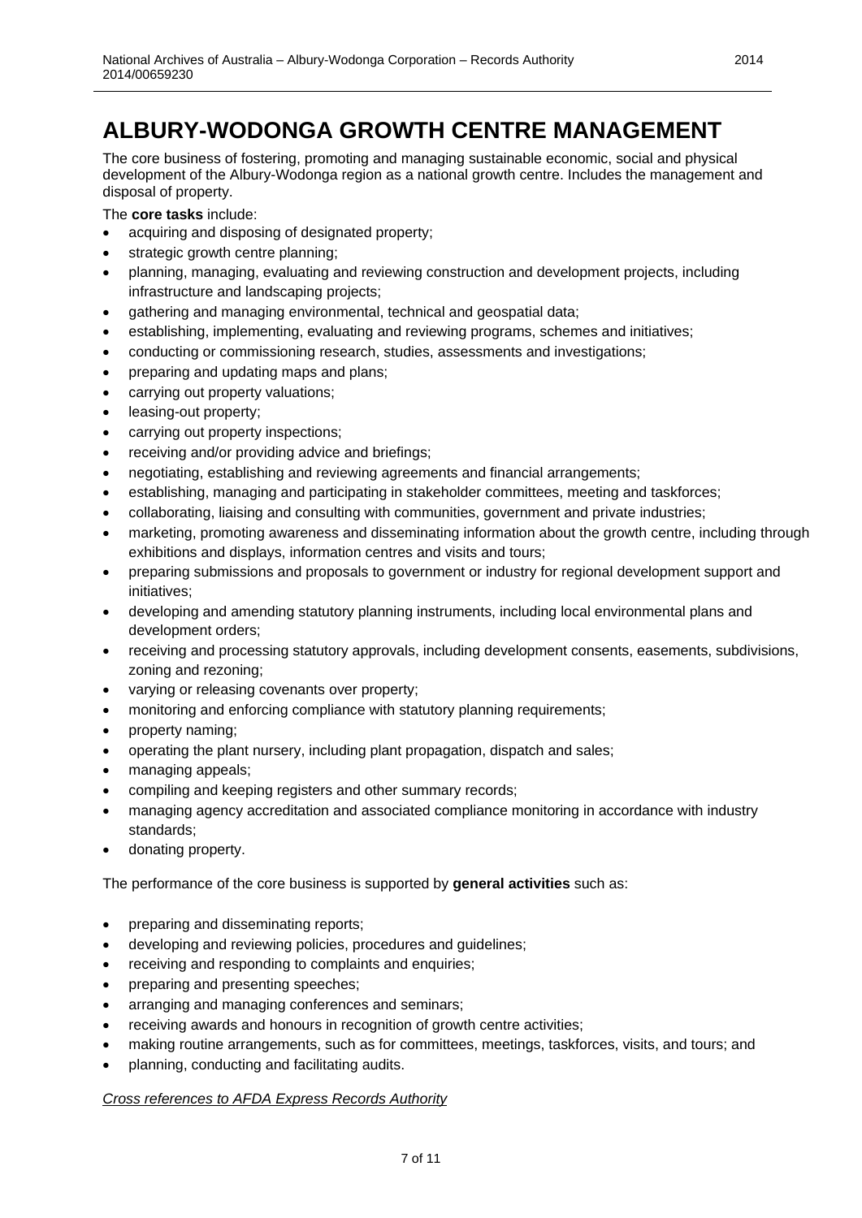# ALBURY-WODONGA GROWTH CENTRE MANAGEMENT

The core business of fostering, promoting and managing sustainable economic, social and physical development of the Albury-Wodonga region as a national growth centre. Includes the management and disposal of property.

The **core tasks** include:

- acquiring and disposing of designated property;
- strategic growth centre planning;
- planning, managing, evaluating and reviewing construction and development projects, including infrastructure and landscaping projects;
- gathering and managing environmental, technical and geospatial data;
- establishing, implementing, evaluating and reviewing programs, schemes and initiatives;
- conducting or commissioning research, studies, assessments and investigations;
- preparing and updating maps and plans;
- carrying out property valuations;
- leasing-out property;
- carrying out property inspections;
- receiving and/or providing advice and briefings;
- negotiating, establishing and reviewing agreements and financial arrangements;
- establishing, managing and participating in stakeholder committees, meeting and taskforces;
- collaborating, liaising and consulting with communities, government and private industries;
- marketing, promoting awareness and disseminating information about the growth centre, including through exhibitions and displays, information centres and visits and tours;
- preparing submissions and proposals to government or industry for regional development support and initiatives;
- developing and amending statutory planning instruments, including local environmental plans and development orders;
- receiving and processing statutory approvals, including development consents, easements, subdivisions, zoning and rezoning;
- varying or releasing covenants over property;
- monitoring and enforcing compliance with statutory planning requirements;
- property naming;
- operating the plant nursery, including plant propagation, dispatch and sales;
- managing appeals;
- compiling and keeping registers and other summary records;
- managing agency accreditation and associated compliance monitoring in accordance with industry standards;
- donating property.

The performance of the core business is supported by **general activities** such as:

- preparing and disseminating reports;
- developing and reviewing policies, procedures and guidelines;
- receiving and responding to complaints and enquiries;
- preparing and presenting speeches;
- arranging and managing conferences and seminars;
- receiving awards and honours in recognition of growth centre activities;
- making routine arrangements, such as for committees, meetings, taskforces, visits, and tours; and
- planning, conducting and facilitating audits.

*Cross references to AFDA Express Records Authority*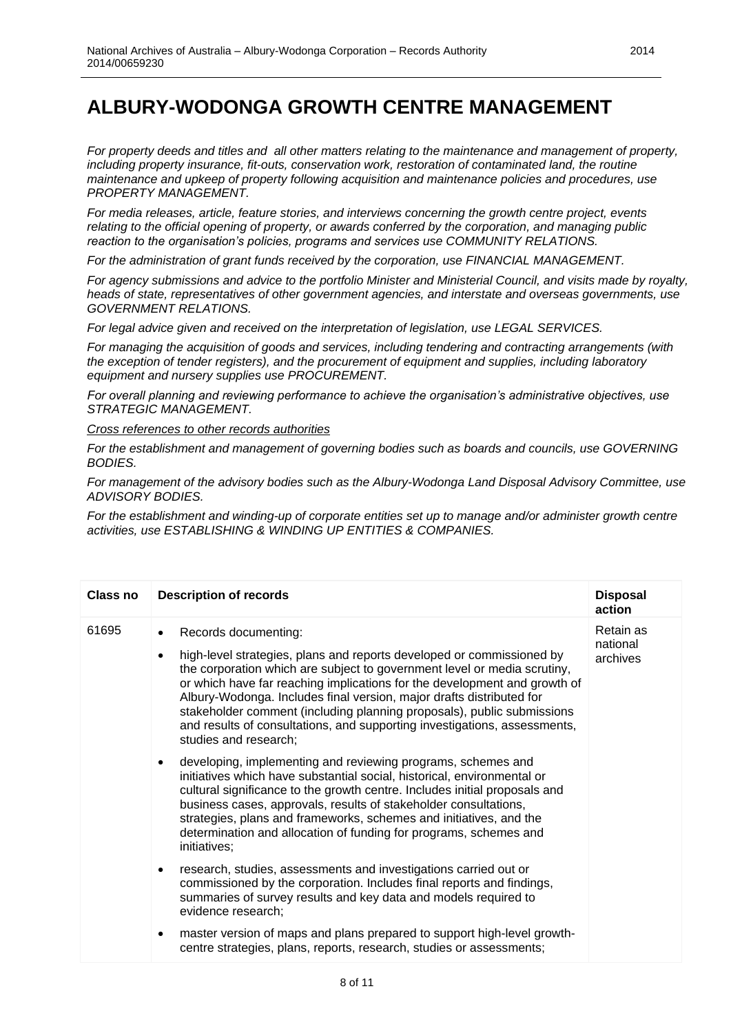# ALBURY-WODONGA GROWTH CENTRE MANAGEMENT

*For property deeds and titles and all other matters relating to the maintenance and management of property, including property insurance, fit-outs, conservation work, restoration of contaminated land, the routine maintenance and upkeep of property following acquisition and maintenance policies and procedures, use PROPERTY MANAGEMENT.*

*For media releases, article, feature stories, and interviews concerning the growth centre project, events relating to the official opening of property, or awards conferred by the corporation, and managing public reaction to the organisation's policies, programs and services use COMMUNITY RELATIONS.*

*For the administration of grant funds received by the corporation, use FINANCIAL MANAGEMENT.*

*For agency submissions and advice to the portfolio Minister and Ministerial Council, and visits made by royalty, heads of state, representatives of other government agencies, and interstate and overseas governments, use GOVERNMENT RELATIONS.*

*For legal advice given and received on the interpretation of legislation, use LEGAL SERVICES.*

*For managing the acquisition of goods and services, including tendering and contracting arrangements (with the exception of tender registers), and the procurement of equipment and supplies, including laboratory equipment and nursery supplies use PROCUREMENT.*

*For overall planning and reviewing performance to achieve the organisation's administrative objectives, use STRATEGIC MANAGEMENT.*

*<u>Cross references to other records authorities</u>*

*For the establishment and management of governing bodies such as boards and councils, use GOVERNING BODIES.*

*For management of the advisory bodies such as the Albury-Wodonga Land Disposal Advisory Committee, use ADVISORY BODIES.*

*For the establishment and winding-up of corporate entities set up to manage and/or administer growth centre activities, use ESTABLISHING & WINDING UP ENTITIES & COMPANIES.*

| Class no | Description of records | Disposal action |
|---|---|---|
| 61695 | • Records documenting:<br>• high-level strategies, plans and reports developed or commissioned by the corporation which are subject to government level or media scrutiny, or which have far reaching implications for the development and growth of Albury-Wodonga. Includes final version, major drafts distributed for stakeholder comment (including planning proposals), public submissions and results of consultations, and supporting investigations, assessments, studies and research;<br>• developing, implementing and reviewing programs, schemes and initiatives which have substantial social, historical, environmental or cultural significance to the growth centre. Includes initial proposals and business cases, approvals, results of stakeholder consultations, strategies, plans and frameworks, schemes and initiatives, and the determination and allocation of funding for programs, schemes and initiatives;<br>• research, studies, assessments and investigations carried out or commissioned by the corporation. Includes final reports and findings, summaries of survey results and key data and models required to evidence research;<br>• master version of maps and plans prepared to support high-level growth-centre strategies, plans, reports, research, studies or assessments; | Retain as national archives |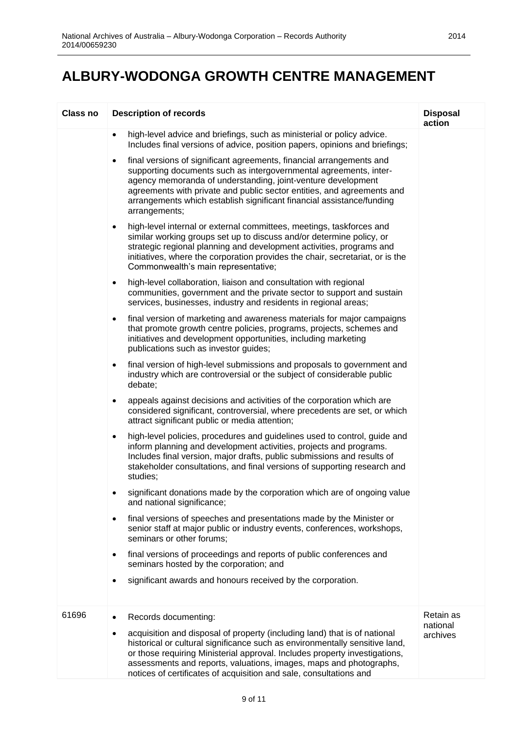# ALBURY-WODONGA GROWTH CENTRE MANAGEMENT

| Class no | Description of records | Disposal action |
|---|---|---|
| | • high-level advice and briefings, such as ministerial or policy advice. Includes final versions of advice, position papers, opinions and briefings;<br>• final versions of significant agreements, financial arrangements and supporting documents such as intergovernmental agreements, inter-agency memoranda of understanding, joint-venture development agreements with private and public sector entities, and agreements and arrangements which establish significant financial assistance/funding arrangements;<br>• high-level internal or external committees, meetings, taskforces and similar working groups set up to discuss and/or determine policy, or strategic regional planning and development activities, programs and initiatives, where the corporation provides the chair, secretariat, or is the Commonwealth's main representative;<br>• high-level collaboration, liaison and consultation with regional communities, government and the private sector to support and sustain services, businesses, industry and residents in regional areas;<br>• final version of marketing and awareness materials for major campaigns that promote growth centre policies, programs, projects, schemes and initiatives and development opportunities, including marketing publications such as investor guides;<br>• final version of high-level submissions and proposals to government and industry which are controversial or the subject of considerable public debate;<br>• appeals against decisions and activities of the corporation which are considered significant, controversial, where precedents are set, or which attract significant public or media attention;<br>• high-level policies, procedures and guidelines used to control, guide and inform planning and development activities, projects and programs. Includes final version, major drafts, public submissions and results of stakeholder consultations, and final versions of supporting research and studies;<br>• significant donations made by the corporation which are of ongoing value and national significance;<br>• final versions of speeches and presentations made by the Minister or senior staff at major public or industry events, conferences, workshops, seminars or other forums;<br>• final versions of proceedings and reports of public conferences and seminars hosted by the corporation; and<br>• significant awards and honours received by the corporation. | |
| 61696 | • Records documenting:<br>• acquisition and disposal of property (including land) that is of national historical or cultural significance such as environmentally sensitive land, or those requiring Ministerial approval. Includes property investigations, assessments and reports, valuations, images, maps and photographs, notices of certificates of acquisition and sale, consultations and | Retain as national archives |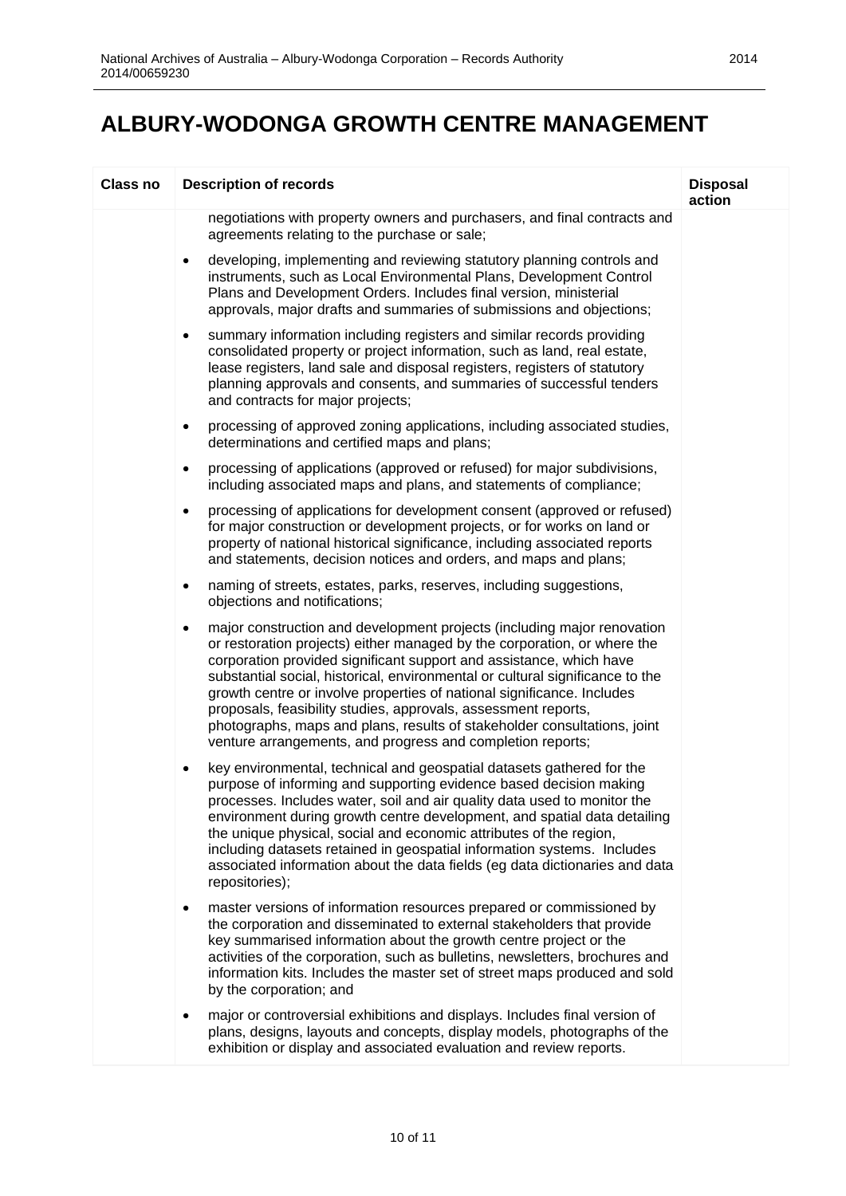# ALBURY-WODONGA GROWTH CENTRE MANAGEMENT

| Class no | Description of records | Disposal action |
|---|---|---|
| | negotiations with property owners and purchasers, and final contracts and agreements relating to the purchase or sale;<br><br>• developing, implementing and reviewing statutory planning controls and instruments, such as Local Environmental Plans, Development Control Plans and Development Orders. Includes final version, ministerial approvals, major drafts and summaries of submissions and objections;<br><br>• summary information including registers and similar records providing consolidated property or project information, such as land, real estate, lease registers, land sale and disposal registers, registers of statutory planning approvals and consents, and summaries of successful tenders and contracts for major projects;<br><br>• processing of approved zoning applications, including associated studies, determinations and certified maps and plans;<br><br>• processing of applications (approved or refused) for major subdivisions, including associated maps and plans, and statements of compliance;<br><br>• processing of applications for development consent (approved or refused) for major construction or development projects, or for works on land or property of national historical significance, including associated reports and statements, decision notices and orders, and maps and plans;<br><br>• naming of streets, estates, parks, reserves, including suggestions, objections and notifications;<br><br>• major construction and development projects (including major renovation or restoration projects) either managed by the corporation, or where the corporation provided significant support and assistance, which have substantial social, historical, environmental or cultural significance to the growth centre or involve properties of national significance. Includes proposals, feasibility studies, approvals, assessment reports, photographs, maps and plans, results of stakeholder consultations, joint venture arrangements, and progress and completion reports;<br><br>• key environmental, technical and geospatial datasets gathered for the purpose of informing and supporting evidence based decision making processes. Includes water, soil and air quality data used to monitor the environment during growth centre development, and spatial data detailing the unique physical, social and economic attributes of the region, including datasets retained in geospatial information systems. Includes associated information about the data fields (eg data dictionaries and data repositories);<br><br>• master versions of information resources prepared or commissioned by the corporation and disseminated to external stakeholders that provide key summarised information about the growth centre project or the activities of the corporation, such as bulletins, newsletters, brochures and information kits. Includes the master set of street maps produced and sold by the corporation; and<br><br>• major or controversial exhibitions and displays. Includes final version of plans, designs, layouts and concepts, display models, photographs of the exhibition or display and associated evaluation and review reports. | |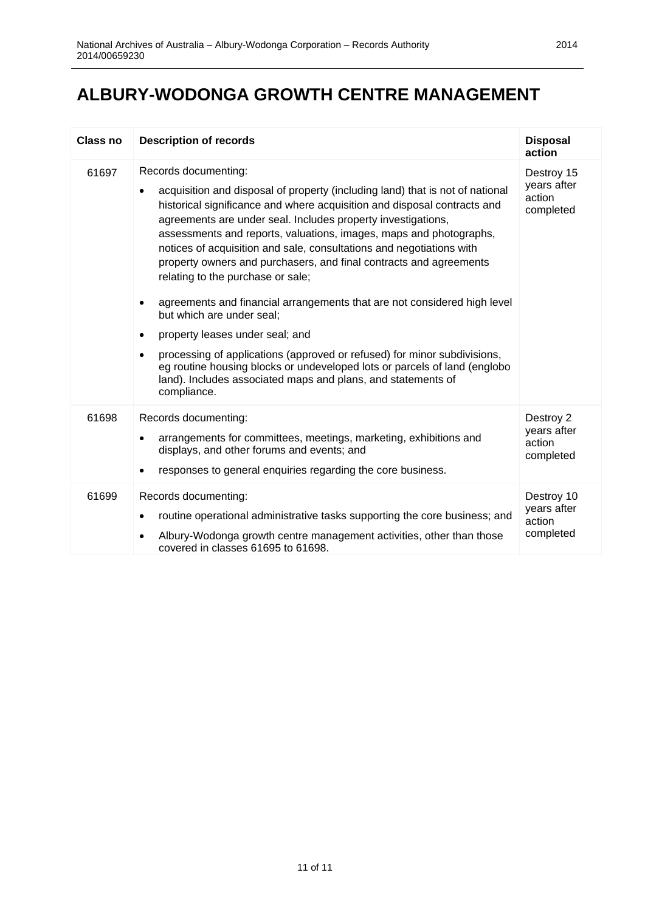# ALBURY-WODONGA GROWTH CENTRE MANAGEMENT

| Class no | Description of records | Disposal action |
|---|---|---|
| 61697 | Records documenting:<br>• acquisition and disposal of property (including land) that is not of national historical significance and where acquisition and disposal contracts and agreements are under seal. Includes property investigations, assessments and reports, valuations, images, maps and photographs, notices of acquisition and sale, consultations and negotiations with property owners and purchasers, and final contracts and agreements relating to the purchase or sale;<br>• agreements and financial arrangements that are not considered high level but which are under seal;<br>• property leases under seal; and<br>• processing of applications (approved or refused) for minor subdivisions, eg routine housing blocks or undeveloped lots or parcels of land (englobo land). Includes associated maps and plans, and statements of compliance. | Destroy 15 years after action completed |
| 61698 | Records documenting:<br>• arrangements for committees, meetings, marketing, exhibitions and displays, and other forums and events; and<br>• responses to general enquiries regarding the core business. | Destroy 2 years after action completed |
| 61699 | Records documenting:<br>• routine operational administrative tasks supporting the core business; and<br>• Albury-Wodonga growth centre management activities, other than those covered in classes 61695 to 61698. | Destroy 10 years after action completed |